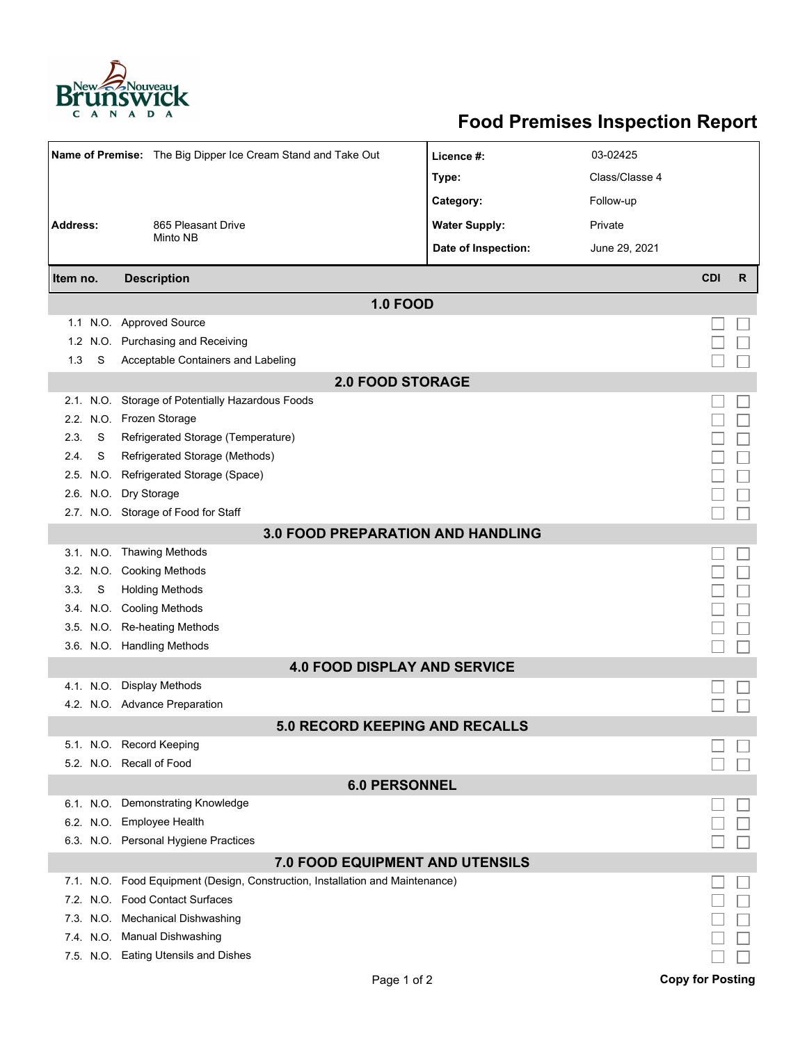# Food Premises Inspection Report

| | | | |
|---|---|---|---|
| **Name of Premise:** | The Big Dipper Ice Cream Stand and Take Out | **Licence #:** | 03-02425 |
| | | **Type:** | Class/Classe 4 |
| | | **Category:** | Follow-up |
| **Address:** | 865 Pleasant Drive<br>Minto NB | **Water Supply:** | Private |
| | | **Date of Inspection:** | June 29, 2021 |

| Item no. | | Description | CDI | R |
|---|---|---|---|---|
| **1.0 FOOD** | | | | |
| 1.1 | N.O. | Approved Source | ☐ | ☐ |
| 1.2 | N.O. | Purchasing and Receiving | ☐ | ☐ |
| 1.3 | S | Acceptable Containers and Labeling | ☐ | ☐ |
| **2.0 FOOD STORAGE** | | | | |
| 2.1. | N.O. | Storage of Potentially Hazardous Foods | ☐ | ☐ |
| 2.2. | N.O. | Frozen Storage | ☐ | ☐ |
| 2.3. | S | Refrigerated Storage (Temperature) | ☐ | ☐ |
| 2.4. | S | Refrigerated Storage (Methods) | ☐ | ☐ |
| 2.5. | N.O. | Refrigerated Storage (Space) | ☐ | ☐ |
| 2.6. | N.O. | Dry Storage | ☐ | ☐ |
| 2.7. | N.O. | Storage of Food for Staff | ☐ | ☐ |
| **3.0 FOOD PREPARATION AND HANDLING** | | | | |
| 3.1. | N.O. | Thawing Methods | ☐ | ☐ |
| 3.2. | N.O. | Cooking Methods | ☐ | ☐ |
| 3.3. | S | Holding Methods | ☐ | ☐ |
| 3.4. | N.O. | Cooling Methods | ☐ | ☐ |
| 3.5. | N.O. | Re-heating Methods | ☐ | ☐ |
| 3.6. | N.O. | Handling Methods | ☐ | ☐ |
| **4.0 FOOD DISPLAY AND SERVICE** | | | | |
| 4.1. | N.O. | Display Methods | ☐ | ☐ |
| 4.2. | N.O. | Advance Preparation | ☐ | ☐ |
| **5.0 RECORD KEEPING AND RECALLS** | | | | |
| 5.1. | N.O. | Record Keeping | ☐ | ☐ |
| 5.2. | N.O. | Recall of Food | ☐ | ☐ |
| **6.0 PERSONNEL** | | | | |
| 6.1. | N.O. | Demonstrating Knowledge | ☐ | ☐ |
| 6.2. | N.O. | Employee Health | ☐ | ☐ |
| 6.3. | N.O. | Personal Hygiene Practices | ☐ | ☐ |
| **7.0 FOOD EQUIPMENT AND UTENSILS** | | | | |
| 7.1. | N.O. | Food Equipment (Design, Construction, Installation and Maintenance) | ☐ | ☐ |
| 7.2. | N.O. | Food Contact Surfaces | ☐ | ☐ |
| 7.3. | N.O. | Mechanical Dishwashing | ☐ | ☐ |
| 7.4. | N.O. | Manual Dishwashing | ☐ | ☐ |
| 7.5. | N.O. | Eating Utensils and Dishes | ☐ | ☐ |

**Copy for Posting**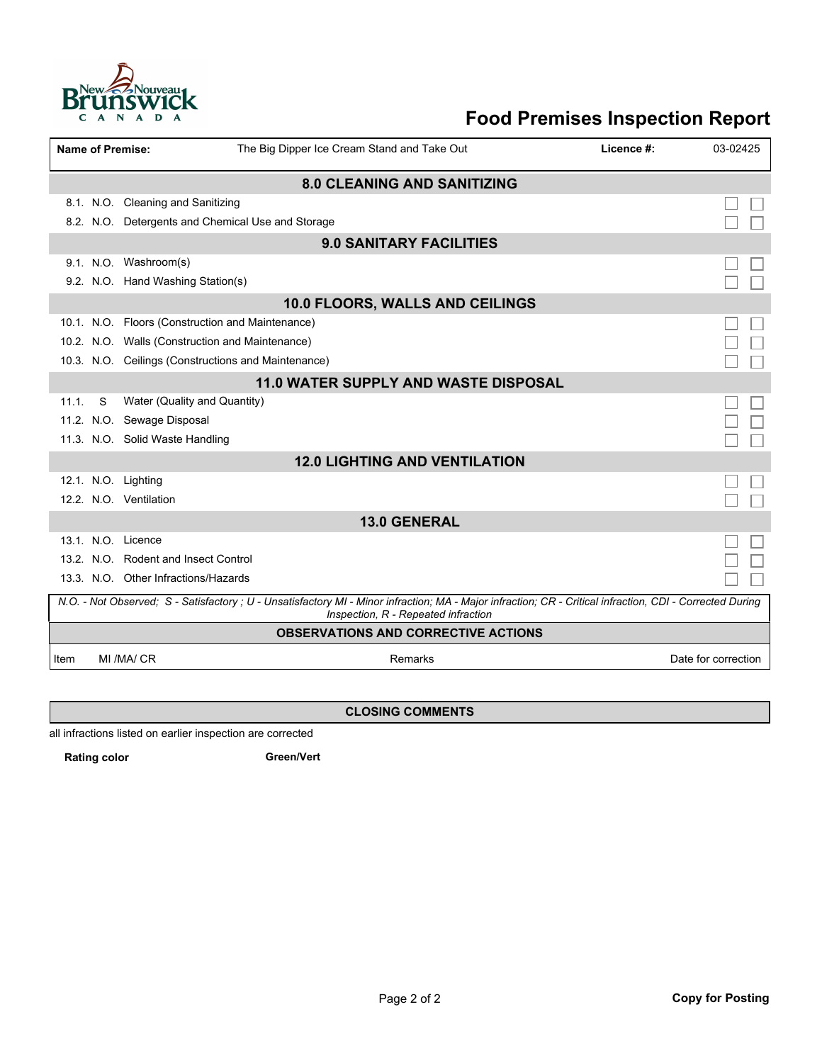# Food Premises Inspection Report

| Name of Premise: | The Big Dipper Ice Cream Stand and Take Out | Licence #: | 03-02425 |
|---|---|---|---|

## 8.0 CLEANING AND SANITIZING

| | | | | |
|---|---|---|---|---|
| 8.1. | N.O. | Cleaning and Sanitizing | ☐ | ☐ |
| 8.2. | N.O. | Detergents and Chemical Use and Storage | ☐ | ☐ |

## 9.0 SANITARY FACILITIES

| | | | | |
|---|---|---|---|---|
| 9.1. | N.O. | Washroom(s) | ☐ | ☐ |
| 9.2. | N.O. | Hand Washing Station(s) | ☐ | ☐ |

## 10.0 FLOORS, WALLS AND CEILINGS

| | | | | |
|---|---|---|---|---|
| 10.1. | N.O. | Floors (Construction and Maintenance) | ☐ | ☐ |
| 10.2. | N.O. | Walls (Construction and Maintenance) | ☐ | ☐ |
| 10.3. | N.O. | Ceilings (Constructions and Maintenance) | ☐ | ☐ |

## 11.0 WATER SUPPLY AND WASTE DISPOSAL

| | | | | |
|---|---|---|---|---|
| 11.1. | S | Water (Quality and Quantity) | ☐ | ☐ |
| 11.2. | N.O. | Sewage Disposal | ☐ | ☐ |
| 11.3. | N.O. | Solid Waste Handling | ☐ | ☐ |

## 12.0 LIGHTING AND VENTILATION

| | | | | |
|---|---|---|---|---|
| 12.1. | N.O. | Lighting | ☐ | ☐ |
| 12.2. | N.O. | Ventilation | ☐ | ☐ |

## 13.0 GENERAL

| | | | | |
|---|---|---|---|---|
| 13.1. | N.O. | Licence | ☐ | ☐ |
| 13.2. | N.O. | Rodent and Insect Control | ☐ | ☐ |
| 13.3. | N.O. | Other Infractions/Hazards | ☐ | ☐ |

*N.O. - Not Observed; S - Satisfactory ; U - Unsatisfactory MI - Minor infraction; MA - Major infraction; CR - Critical infraction, CDI - Corrected During Inspection, R - Repeated infraction*

## OBSERVATIONS AND CORRECTIVE ACTIONS

| Item | MI /MA/ CR | Remarks | Date for correction |
|---|---|---|---|

## CLOSING COMMENTS

all infractions listed on earlier inspection are corrected

**Rating color** **Green/Vert**

**Copy for Posting**